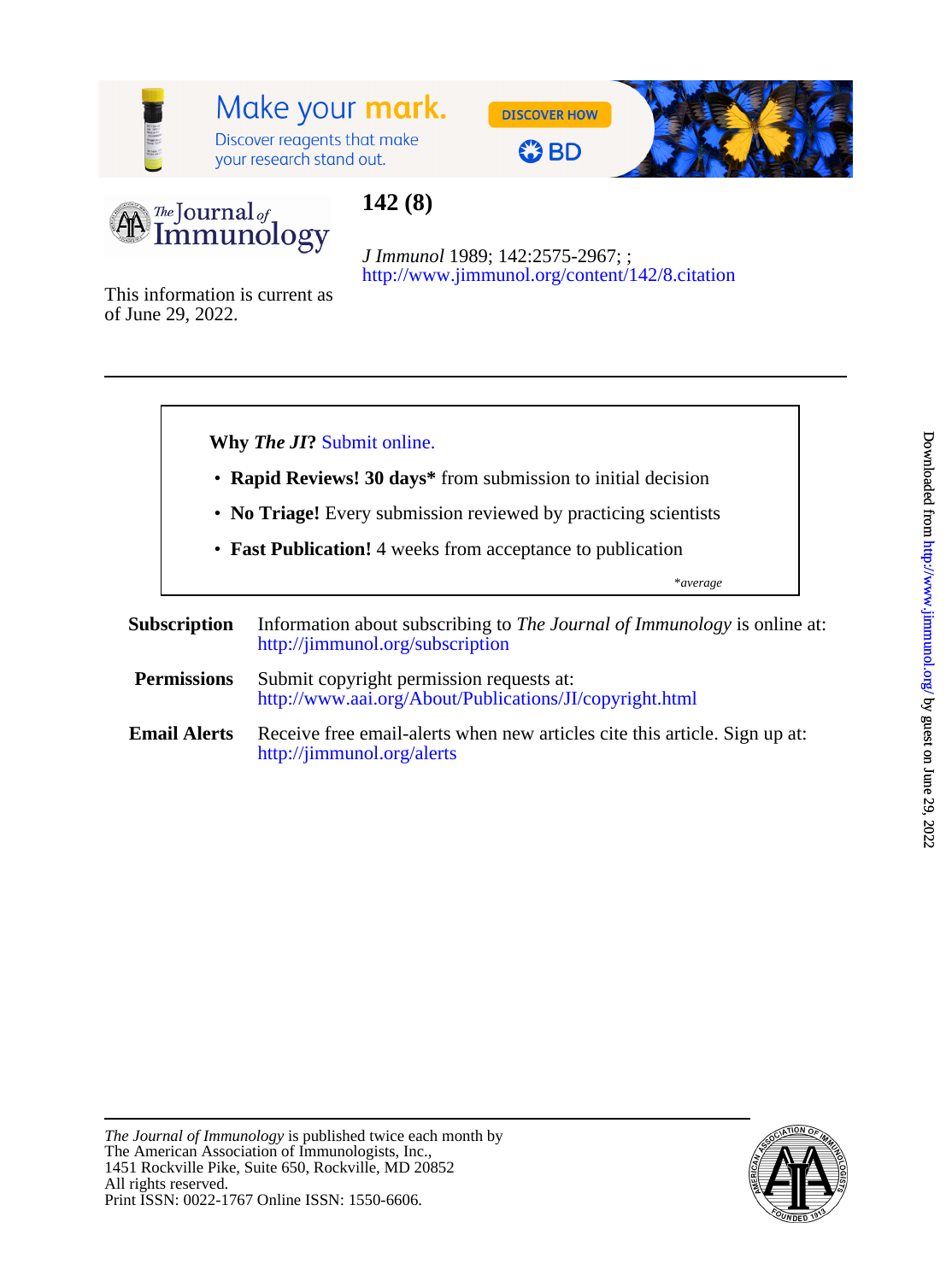# 142 (8)

*J Immunol* 1989; 142:2575-2967; ;
http://www.jimmunol.org/content/142/8.citation

This information is current as of June 29, 2022.

---

**Why *The JI*?** Submit online.

- **Rapid Reviews! 30 days*** from submission to initial decision
- **No Triage!** Every submission reviewed by practicing scientists
- **Fast Publication!** 4 weeks from acceptance to publication

*\*average*

**Subscription** Information about subscribing to *The Journal of Immunology* is online at: http://jimmunol.org/subscription

**Permissions** Submit copyright permission requests at: http://www.aai.org/About/Publications/JI/copyright.html

**Email Alerts** Receive free email-alerts when new articles cite this article. Sign up at: http://jimmunol.org/alerts

---

*The Journal of Immunology* is published twice each month by
The American Association of Immunologists, Inc.,
1451 Rockville Pike, Suite 650, Rockville, MD 20852
All rights reserved.
Print ISSN: 0022-1767 Online ISSN: 1550-6606.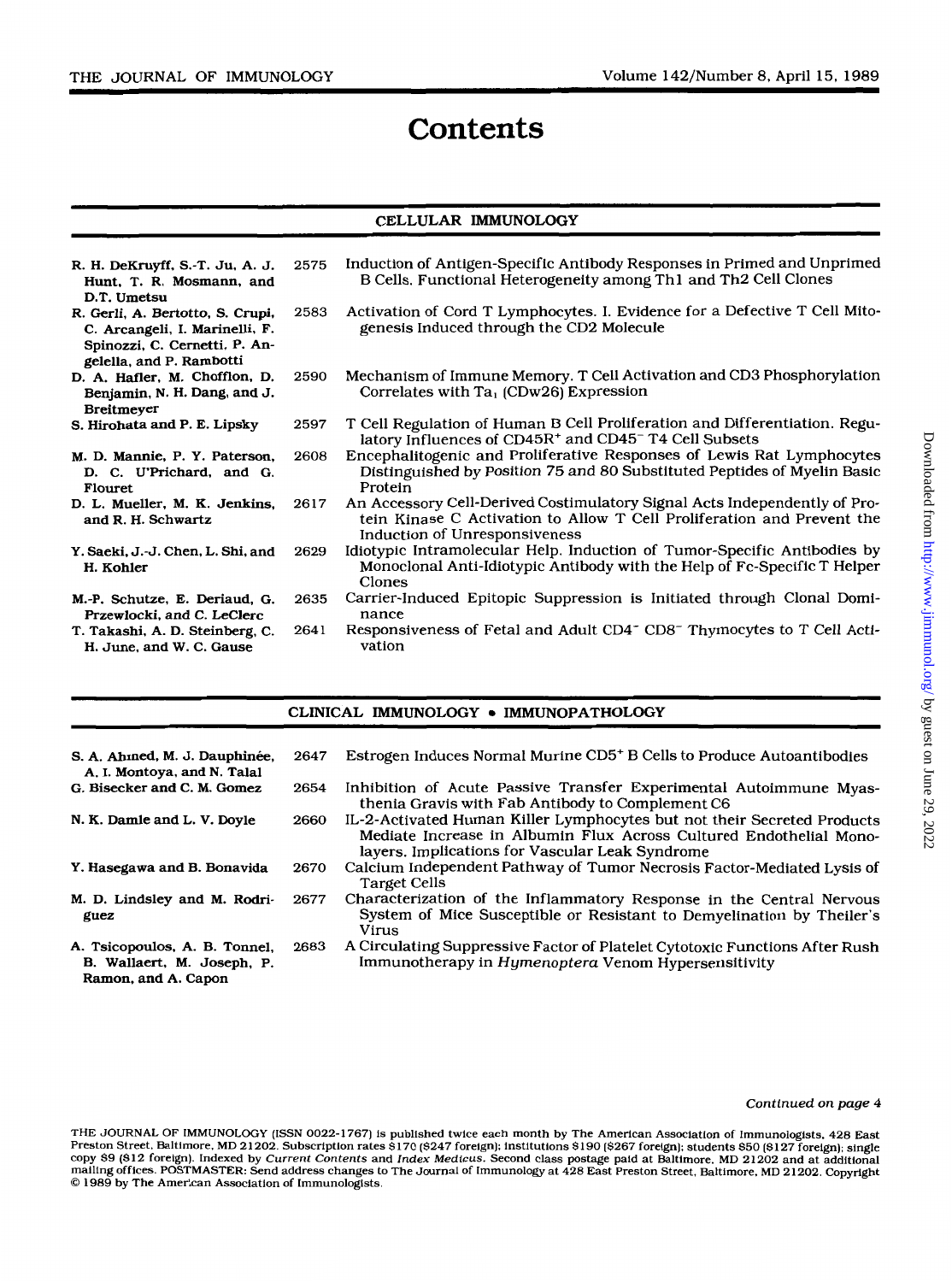# Contents

## CELLULAR IMMUNOLOGY

| | | |
|---|---|---|
| R. H. DeKruyff, S.-T. Ju, A. J. Hunt, T. R. Mosmann, and D.T. Umetsu | 2575 | Induction of Antigen-Specific Antibody Responses in Primed and Unprimed B Cells. Functional Heterogeneity among Th1 and Th2 Cell Clones |
| R. Gerli, A. Bertotto, S. Crupi, C. Arcangeli, I. Marinelli, F. Spinozzi, C. Cernetti, P. Angelella, and P. Rambotti | 2583 | Activation of Cord T Lymphocytes. I. Evidence for a Defective T Cell Mitogenesis Induced through the CD2 Molecule |
| D. A. Hafler, M. Chofflon, D. Benjamin, N. H. Dang, and J. Breitmeyer | 2590 | Mechanism of Immune Memory. T Cell Activation and CD3 Phosphorylation Correlates with $Ta_1$ (CDw26) Expression |
| S. Hirohata and P. E. Lipsky | 2597 | T Cell Regulation of Human B Cell Proliferation and Differentiation. Regulatory Influences of $CD45R^+$ and $CD45^-$ T4 Cell Subsets |
| M. D. Mannie, P. Y. Paterson, D. C. U'Prichard, and G. Flouret | 2608 | Encephalitogenic and Proliferative Responses of Lewis Rat Lymphocytes Distinguished by Position 75 and 80 Substituted Peptides of Myelin Basic Protein |
| D. L. Mueller, M. K. Jenkins, and R. H. Schwartz | 2617 | An Accessory Cell-Derived Costimulatory Signal Acts Independently of Protein Kinase C Activation to Allow T Cell Proliferation and Prevent the Induction of Unresponsiveness |
| Y. Saeki, J.-J. Chen, L. Shi, and H. Kohler | 2629 | Idiotypic Intramolecular Help. Induction of Tumor-Specific Antibodies by Monoclonal Anti-Idiotypic Antibody with the Help of Fc-Specific T Helper Clones |
| M.-P. Schutze, E. Deriaud, G. Przewlocki, and C. LeClerc | 2635 | Carrier-Induced Epitopic Suppression is Initiated through Clonal Dominance |
| T. Takashi, A. D. Steinberg, C. H. June, and W. C. Gause | 2641 | Responsiveness of Fetal and Adult $CD4^-$ $CD8^-$ Thymocytes to T Cell Activation |

## CLINICAL IMMUNOLOGY • IMMUNOPATHOLOGY

| | | |
|---|---|---|
| S. A. Ahmed, M. J. Dauphinée, A. I. Montoya, and N. Talal | 2647 | Estrogen Induces Normal Murine $CD5^+$ B Cells to Produce Autoantibodies |
| G. Bisecker and C. M. Gomez | 2654 | Inhibition of Acute Passive Transfer Experimental Autoimmune Myasthenia Gravis with Fab Antibody to Complement C6 |
| N. K. Damle and L. V. Doyle | 2660 | IL-2-Activated Human Killer Lymphocytes but not their Secreted Products Mediate Increase in Albumin Flux Across Cultured Endothelial Monolayers. Implications for Vascular Leak Syndrome |
| Y. Hasegawa and B. Bonavida | 2670 | Calcium Independent Pathway of Tumor Necrosis Factor-Mediated Lysis of Target Cells |
| M. D. Lindsley and M. Rodriguez | 2677 | Characterization of the Inflammatory Response in the Central Nervous System of Mice Susceptible or Resistant to Demyelination by Theiler's Virus |
| A. Tsicopoulos, A. B. Tonnel, B. Wallaert, M. Joseph, P. Ramon, and A. Capon | 2683 | A Circulating Suppressive Factor of Platelet Cytotoxic Functions After Rush Immunotherapy in *Hymenoptera* Venom Hypersensitivity |

*Continued on page 4*

THE JOURNAL OF IMMUNOLOGY (ISSN 0022-1767) is published twice each month by The American Association of Immunologists, 428 East Preston Street, Baltimore, MD 21202. Subscription rates $170 ($247 foreign); institutions $190 ($267 foreign); students $50 ($127 foreign); single copy $9 ($12 foreign). Indexed by *Current Contents* and *Index Medicus*. Second class postage paid at Baltimore, MD 21202 and at additional mailing offices. POSTMASTER: Send address changes to The Journal of Immunology at 428 East Preston Street, Baltimore, MD 21202. Copyright © 1989 by The American Association of Immunologists.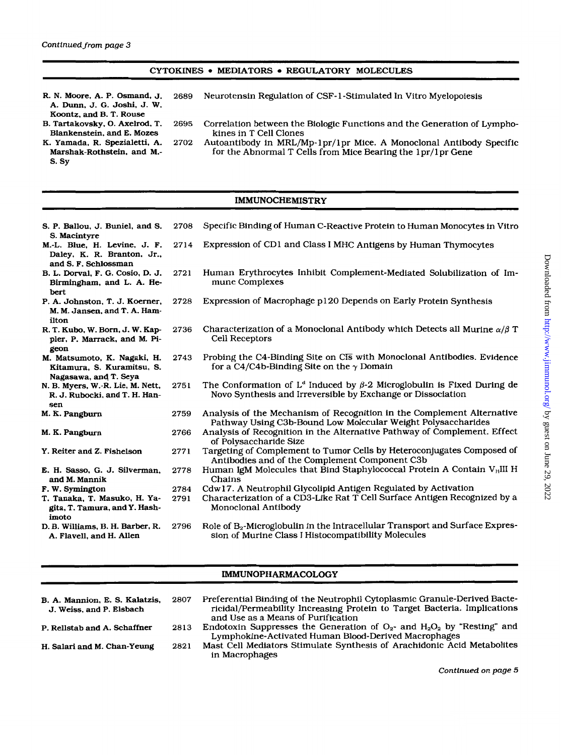*Continued from page 3*

## CYTOKINES • MEDIATORS • REGULATORY MOLECULES

| Authors | Page | Title |
|---|---|---|
| R. N. Moore, A. P. Osmand, J. A. Dunn, J. G. Joshi, J. W. Koontz, and B. T. Rouse | 2689 | Neurotensin Regulation of CSF-1-Stimulated In Vitro Myelopoiesis |
| B. Tartakovsky, O. Axelrod, T. Blankenstein, and E. Mozes | 2695 | Correlation between the Biologic Functions and the Generation of Lymphokines in T Cell Clones |
| K. Yamada, R. Spezialetti, A. Marshak-Rothstein, and M.-S. Sy | 2702 | Autoantibody in MRL/Mp-1pr/1pr Mice. A Monoclonal Antibody Specific for the Abnormal T Cells from Mice Bearing the 1pr/1pr Gene |

## IMMUNOCHEMISTRY

| Authors | Page | Title |
|---|---|---|
| S. P. Ballou, J. Buniel, and S. S. Macintyre | 2708 | Specific Binding of Human C-Reactive Protein to Human Monocytes in Vitro |
| M.-L. Blue, H. Levine, J. F. Daley, K. R. Branton, Jr., and S. F. Schlossman | 2714 | Expression of CD1 and Class I MHC Antigens by Human Thymocytes |
| B. L. Dorval, F. G. Cosio, D. J. Birmingham, and L. A. Hebert | 2721 | Human Erythrocytes Inhibit Complement-Mediated Solubilization of Immune Complexes |
| P. A. Johnston, T. J. Koerner, M. M. Jansen, and T. A. Hamilton | 2728 | Expression of Macrophage p120 Depends on Early Protein Synthesis |
| R. T. Kubo, W. Born, J. W. Kappler, P. Marrack, and M. Pigeon | 2736 | Characterization of a Monoclonal Antibody which Detects all Murine $\alpha/\beta$ T Cell Receptors |
| M. Matsumoto, K. Nagaki, H. Kitamura, S. Kuramitsu, S. Nagasawa, and T. Seya | 2743 | Probing the C4-Binding Site on $\overline{\text{C1s}}$ with Monoclonal Antibodies. Evidence for a C4/C4b-Binding Site on the $\gamma$ Domain |
| N. B. Myers, W.-R. Lie, M. Nett, R. J. Rubocki, and T. H. Hansen | 2751 | The Conformation of $L^d$ Induced by $\beta$-2 Microglobulin is Fixed During de Novo Synthesis and Irreversible by Exchange or Dissociation |
| M. K. Pangburn | 2759 | Analysis of the Mechanism of Recognition in the Complement Alternative Pathway Using C3b-Bound Low Molecular Weight Polysaccharides |
| M. K. Pangburn | 2766 | Analysis of Recognition in the Alternative Pathway of Complement. Effect of Polysaccharide Size |
| Y. Reiter and Z. Fishelson | 2771 | Targeting of Complement to Tumor Cells by Heteroconjugates Composed of Antibodies and of the Complement Component C3b |
| E. H. Sasso, G. J. Silverman, and M. Mannik | 2778 | Human IgM Molecules that Bind Staphylococcal Protein A Contain $V_H$III H Chains |
| F. W. Symington | 2784 | Cdw17. A Neutrophil Glycolipid Antigen Regulated by Activation |
| T. Tanaka, T. Masuko, H. Yagita, T. Tamura, and Y. Hashimoto | 2791 | Characterization of a CD3-Like Rat T Cell Surface Antigen Recognized by a Monoclonal Antibody |
| D. B. Williams, B. H. Barber, R. A. Flavell, and H. Allen | 2796 | Role of $B_2$-Microglobulin in the Intracellular Transport and Surface Expression of Murine Class I Histocompatibility Molecules |

## IMMUNOPHARMACOLOGY

| Authors | Page | Title |
|---|---|---|
| B. A. Mannion, E. S. Kalatzis, J. Weiss, and P. Elsbach | 2807 | Preferential Binding of the Neutrophil Cytoplasmic Granule-Derived Bactericidal/Permeability Increasing Protein to Target Bacteria. Implications and Use as a Means of Purification |
| P. Rellstab and A. Schaffner | 2813 | Endotoxin Suppresses the Generation of $O_2$- and $H_2O_2$ by "Resting" and Lymphokine-Activated Human Blood-Derived Macrophages |
| H. Salari and M. Chan-Yeung | 2821 | Mast Cell Mediators Stimulate Synthesis of Arachidonic Acid Metabolites in Macrophages |

*Continued on page 5*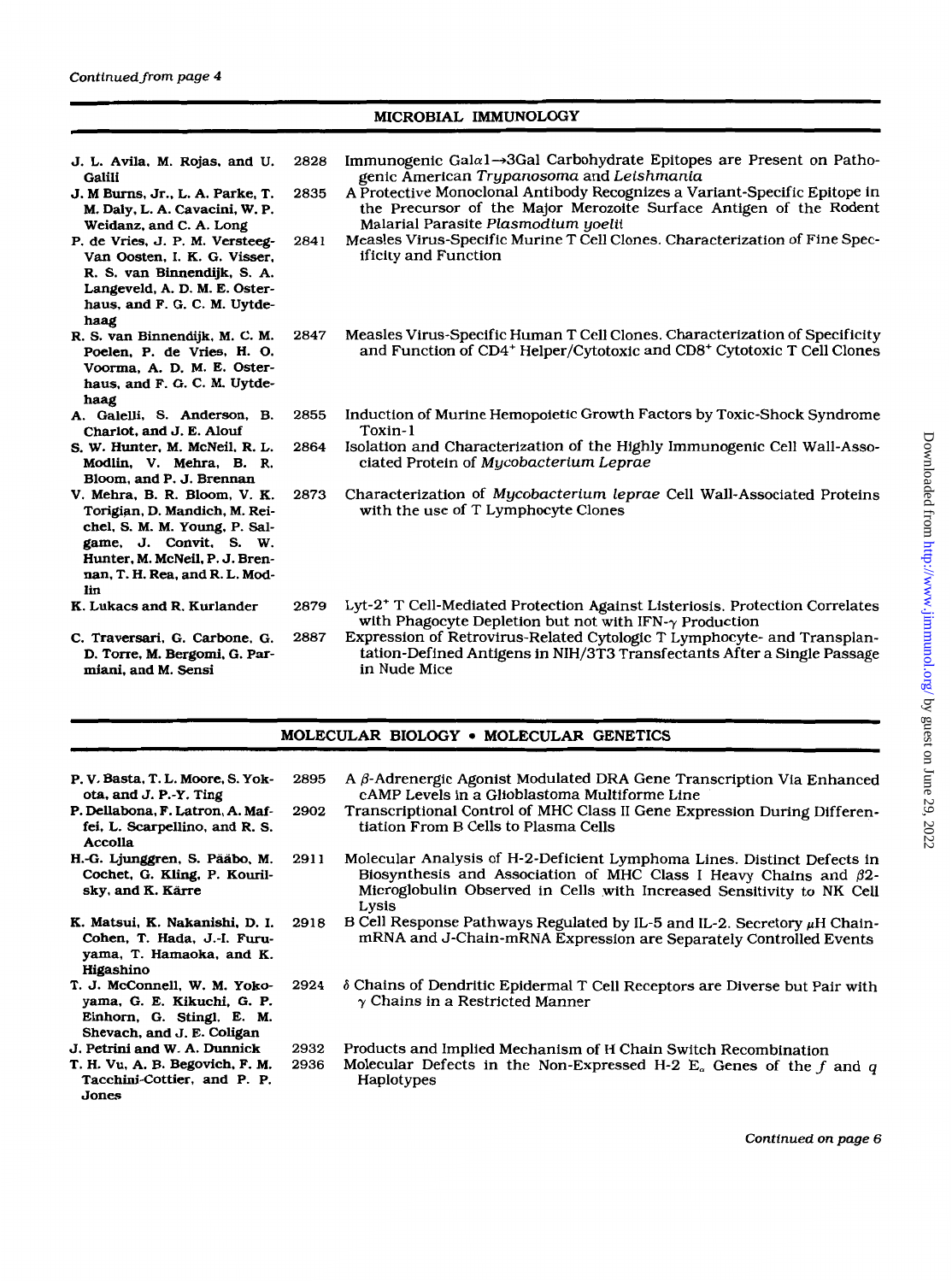*Continued from page 4*

## MICROBIAL IMMUNOLOGY

| Authors | Page | Title |
|---|---|---|
| J. L. Avila, M. Rojas, and U. Galili | 2828 | Immunogenic Gal$\alpha$1$\rightarrow$3Gal Carbohydrate Epitopes are Present on Pathogenic American *Trypanosoma* and *Leishmania* |
| J. M Burns, Jr., L. A. Parke, T. M. Daly, L. A. Cavacini, W. P. Weidanz, and C. A. Long | 2835 | A Protective Monoclonal Antibody Recognizes a Variant-Specific Epitope in the Precursor of the Major Merozoite Surface Antigen of the Rodent Malarial Parasite *Plasmodium yoelii* |
| P. de Vries, J. P. M. Versteeg-Van Oosten, I. K. G. Visser, R. S. van Binnendijk, S. A. Langeveld, A. D. M. E. Osterhaus, and F. G. C. M. Uytdehaag | 2841 | Measles Virus-Specific Murine T Cell Clones. Characterization of Fine Specificity and Function |
| R. S. van Binnendijk, M. C. M. Poelen, P. de Vries, H. O. Voorma, A. D. M. E. Osterhaus, and F. G. C. M. Uytdehaag | 2847 | Measles Virus-Specific Human T Cell Clones. Characterization of Specificity and Function of $CD4^+$ Helper/Cytotoxic and $CD8^+$ Cytotoxic T Cell Clones |
| A. Galelli, S. Anderson, B. Charlot, and J. E. Alouf | 2855 | Induction of Murine Hemopoietic Growth Factors by Toxic-Shock Syndrome Toxin-1 |
| S. W. Hunter, M. McNeil, R. L. Modlin, V. Mehra, B. R. Bloom, and P. J. Brennan | 2864 | Isolation and Characterization of the Highly Immunogenic Cell Wall-Associated Protein of *Mycobacterium Leprae* |
| V. Mehra, B. R. Bloom, V. K. Torigian, D. Mandich, M. Reichel, S. M. M. Young, P. Salgame, J. Convit, S. W. Hunter, M. McNeil, P. J. Brennan, T. H. Rea, and R. L. Modlin | 2873 | Characterization of *Mycobacterium leprae* Cell Wall-Associated Proteins with the use of T Lymphocyte Clones |
| K. Lukacs and R. Kurlander | 2879 | Lyt-$2^+$ T Cell-Mediated Protection Against Listeriosis. Protection Correlates with Phagocyte Depletion but not with IFN-$\gamma$ Production |
| C. Traversari, G. Carbone, G. D. Torre, M. Bergomi, G. Parmiani, and M. Sensi | 2887 | Expression of Retrovirus-Related Cytologic T Lymphocyte- and Transplantation-Defined Antigens in NIH/3T3 Transfectants After a Single Passage in Nude Mice |

## MOLECULAR BIOLOGY • MOLECULAR GENETICS

| Authors | Page | Title |
|---|---|---|
| P. V. Basta, T. L. Moore, S. Yokota, and J. P.-Y. Ting | 2895 | A $\beta$-Adrenergic Agonist Modulated DRA Gene Transcription Via Enhanced cAMP Levels in a Glioblastoma Multiforme Line |
| P. Dellabona, F. Latron, A. Maffei, L. Scarpellino, and R. S. Accolla | 2902 | Transcriptional Control of MHC Class II Gene Expression During Differentiation From B Cells to Plasma Cells |
| H.-G. Ljunggren, S. Pääbo, M. Cochet, G. Kling, P. Kourilsky, and K. Kärre | 2911 | Molecular Analysis of H-2-Deficient Lymphoma Lines. Distinct Defects in Biosynthesis and Association of MHC Class I Heavy Chains and $\beta$2-Microglobulin Observed in Cells with Increased Sensitivity to NK Cell Lysis |
| K. Matsui, K. Nakanishi, D. I. Cohen, T. Hada, J.-I. Furuyama, T. Hamaoka, and K. Higashino | 2918 | B Cell Response Pathways Regulated by IL-5 and IL-2. Secretory $\mu$H Chain-mRNA and J-Chain-mRNA Expression are Separately Controlled Events |
| T. J. McConnell, W. M. Yokoyama, G. E. Kikuchi, G. P. Einhorn, G. Stingl, E. M. Shevach, and J. E. Coligan | 2924 | $\delta$ Chains of Dendritic Epidermal T Cell Receptors are Diverse but Pair with $\gamma$ Chains in a Restricted Manner |
| J. Petrini and W. A. Dunnick | 2932 | Products and Implied Mechanism of H Chain Switch Recombination |
| T. H. Vu, A. B. Begovich, F. M. Tacchini-Cottier, and P. P. Jones | 2936 | Molecular Defects in the Non-Expressed H-2 $E_\alpha$ Genes of the *f* and *q* Haplotypes |

*Continued on page 6*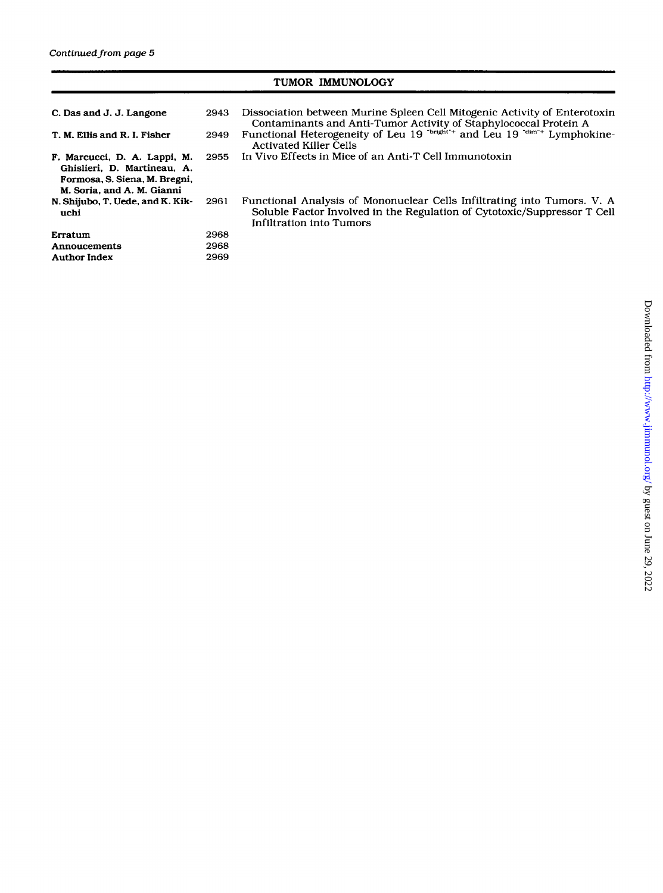*Continued from page 5*

## TUMOR IMMUNOLOGY

| | | |
|---|---|---|
| **C. Das and J. J. Langone** | 2943 | Dissociation between Murine Spleen Cell Mitogenic Activity of Enterotoxin Contaminants and Anti-Tumor Activity of Staphylococcal Protein A |
| **T. M. Ellis and R. I. Fisher** | 2949 | Functional Heterogeneity of Leu 19 "bright"+ and Leu 19 "dim"+ Lymphokine-Activated Killer Cells |
| **F. Marcucci, D. A. Lappi, M. Ghislieri, D. Martineau, A. Formosa, S. Siena, M. Bregni, M. Soria, and A. M. Gianni** | 2955 | In Vivo Effects in Mice of an Anti-T Cell Immunotoxin |
| **N. Shijubo, T. Uede, and K. Kikuchi** | 2961 | Functional Analysis of Mononuclear Cells Infiltrating into Tumors. V. A Soluble Factor Involved in the Regulation of Cytotoxic/Suppressor T Cell Infiltration into Tumors |
| **Erratum** | 2968 | |
| **Annoucements** | 2968 | |
| **Author Index** | 2969 | |